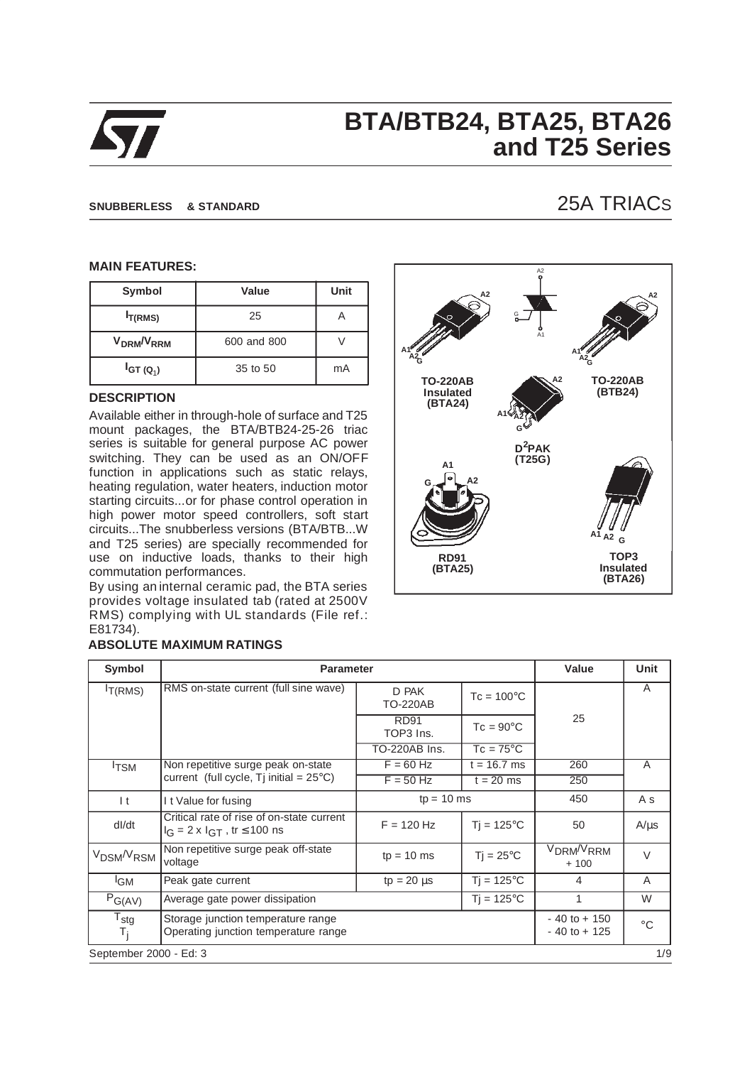# BTA/BTB24, BTA25, BTA26 and T25 Series

**SNUBBERLESS & STANDARD**

## 25A TRIACS

### MAIN FEATURES:

| Symbol | Value | Unit |
|---|---|---|
| $I_{T(RMS)}$ | 25 | A |
| $V_{DRM}/V_{RRM}$ | 600 and 800 | V |
| $I_{GT\ (Q_1)}$ | 35 to 50 | mA |

A2
A2
G
A1
A2
A1
A2
G
A1
A2
G

**TO-220AB Insulated (BTA24)**

**TO-220AB (BTB24)**

A2
A1
A2
G

**D²PAK (T25G)**

A1
G
A2

**RD91 (BTA25)**

A1 A2 G

**TOP3 Insulated (BTA26)**

### DESCRIPTION

Available either in through-hole of surface and T25 mount packages, the BTA/BTB24-25-26 triac series is suitable for general purpose AC power switching. They can be used as an ON/OFF function in applications such as static relays, heating regulation, water heaters, induction motor starting circuits...or for phase control operation in high power motor speed controllers, soft start circuits...The snubberless versions (BTA/BTB...W and T25 series) are specially recommended for use on inductive loads, thanks to their high commutation performances.

By using an internal ceramic pad, the BTA series provides voltage insulated tab (rated at 2500V RMS) complying with UL standards (File ref.: E81734).

### ABSOLUTE MAXIMUM RATINGS

| Symbol | Parameter | | | Value | Unit |
|---|---|---|---|---|---|
| $I_{T(RMS)}$ | RMS on-state current (full sine wave) | D PAK TO-220AB | Tc = 100°C | 25 | A |
| | | RD91 TOP3 Ins. | Tc = 90°C | | |
| | | TO-220AB Ins. | Tc = 75°C | | |
| $I_{TSM}$ | Non repetitive surge peak on-state current (full cycle, Tj initial = 25°C) | F = 60 Hz | t = 16.7 ms | 260 | A |
| | | F = 50 Hz | t = 20 ms | 250 | |
| I t | I t Value for fusing | tp = 10 ms | | 450 | A s |
| dI/dt | Critical rate of rise of on-state current $I_G = 2 \times I_{GT}$, tr ≤ 100 ns | F = 120 Hz | Tj = 125°C | 50 | A/µs |
| $V_{DSM}/V_{RSM}$ | Non repetitive surge peak off-state voltage | tp = 10 ms | Tj = 25°C | $V_{DRM}/V_{RRM}$ + 100 | V |
| $I_{GM}$ | Peak gate current | tp = 20 µs | Tj = 125°C | 4 | A |
| $P_{G(AV)}$ | Average gate power dissipation | | Tj = 125°C | 1 | W |
| $T_{stg}$ $T_j$ | Storage junction temperature range Operating junction temperature range | | | - 40 to + 150 - 40 to + 125 | °C |

September 2000 - Ed: 3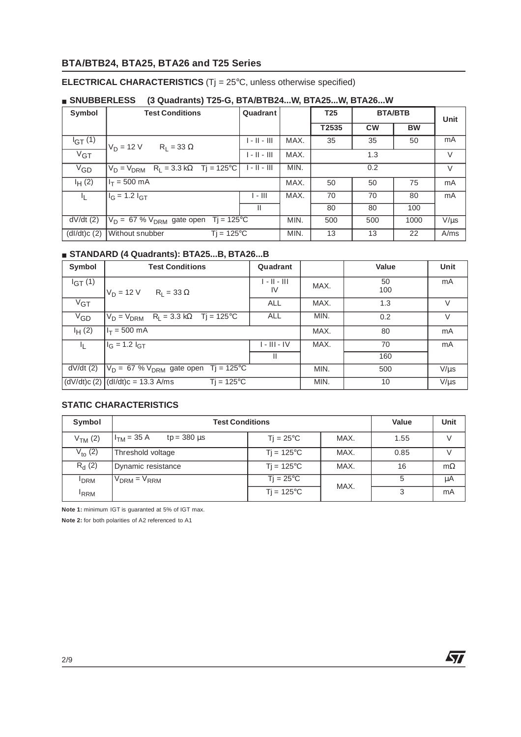## ELECTRICAL CHARACTERISTICS ($T_j$ = 25°C, unless otherwise specified)

### ■ SNUBBERLESS (3 Quadrants) T25-G, BTA/BTB24...W, BTA25...W, BTA26...W

| Symbol | Test Conditions | Quadrant | | T25 | BTA/BTB | | Unit |
|---|---|---|---|---|---|---|---|
| | | | | T2535 | CW | BW | |
| $I_{GT}$ (1) | $V_D$ = 12 V $R_L$ = 33 Ω | I - II - III | MAX. | 35 | 35 | 50 | mA |
| $V_{GT}$ | | I - II - III | MAX. | 1.3 | | | V |
| $V_{GD}$ | $V_D = V_{DRM}$ $R_L$ = 3.3 kΩ $T_j$ = 125°C | I - II - III | MIN. | 0.2 | | | V |
| $I_H$ (2) | $I_T$ = 500 mA | | MAX. | 50 | 50 | 75 | mA |
| $I_L$ | $I_G$ = 1.2 $I_{GT}$ | I - III | MAX. | 70 | 70 | 80 | mA |
| | | II | | 80 | 80 | 100 | |
| dV/dt (2) | $V_D$ = 67 % $V_{DRM}$ gate open $T_j$ = 125°C | | MIN. | 500 | 500 | 1000 | V/µs |
| (dI/dt)c (2) | Without snubber $T_j$ = 125°C | | MIN. | 13 | 13 | 22 | A/ms |

### ■ STANDARD (4 Quadrants): BTA25...B, BTA26...B

| Symbol | Test Conditions | Quadrant | | Value | Unit |
|---|---|---|---|---|---|
| $I_{GT}$ (1) | $V_D$ = 12 V $R_L$ = 33 Ω | I - II - III<br>IV | MAX. | 50<br>100 | mA |
| $V_{GT}$ | | ALL | MAX. | 1.3 | V |
| $V_{GD}$ | $V_D = V_{DRM}$ $R_L$ = 3.3 kΩ $T_j$ = 125°C | ALL | MIN. | 0.2 | V |
| $I_H$ (2) | $I_T$ = 500 mA | | MAX. | 80 | mA |
| $I_L$ | $I_G$ = 1.2 $I_{GT}$ | I - III - IV | MAX. | 70 | mA |
| | | II | | 160 | |
| dV/dt (2) | $V_D$ = 67 % $V_{DRM}$ gate open $T_j$ = 125°C | | MIN. | 500 | V/µs |
| (dV/dt)c (2) | (dI/dt)c = 13.3 A/ms $T_j$ = 125°C | | MIN. | 10 | V/µs |

## STATIC CHARACTERISTICS

| Symbol | Test Conditions | | | Value | Unit |
|---|---|---|---|---|---|
| $V_{TM}$ (2) | $I_{TM}$ = 35 A tp = 380 µs | $T_j$ = 25°C | MAX. | 1.55 | V |
| $V_{to}$ (2) | Threshold voltage | $T_j$ = 125°C | MAX. | 0.85 | V |
| $R_d$ (2) | Dynamic resistance | $T_j$ = 125°C | MAX. | 16 | mΩ |
| $I_{DRM}$ | $V_{DRM} = V_{RRM}$ | $T_j$ = 25°C | MAX. | 5 | µA |
| $I_{RRM}$ | | $T_j$ = 125°C | | 3 | mA |

**Note 1:** minimum IGT is guaranted at 5% of IGT max.

**Note 2:** for both polarities of A2 referenced to A1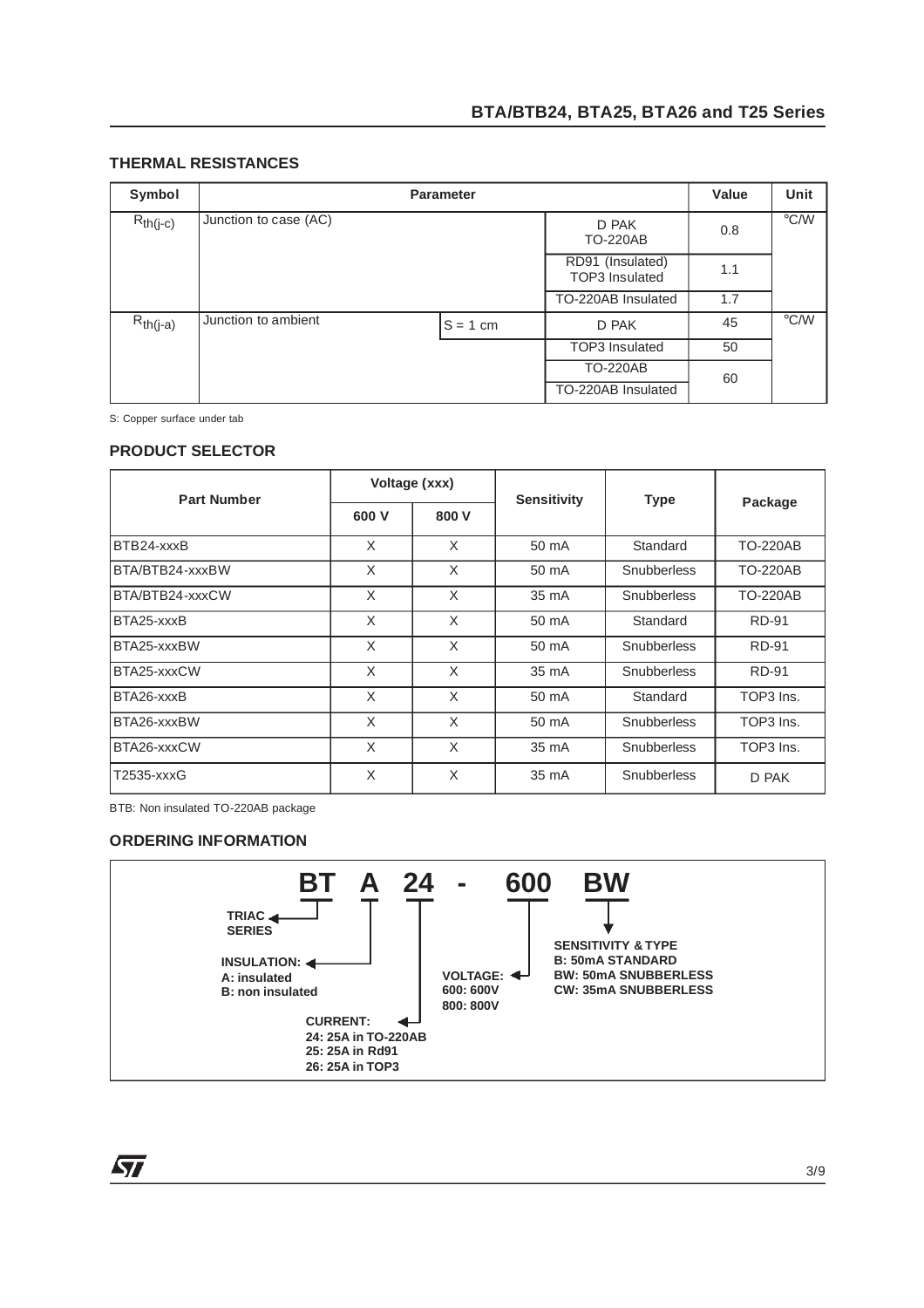## THERMAL RESISTANCES

| Symbol | Parameter | | | Value | Unit |
|---|---|---|---|---|---|
| $R_{th(j-c)}$ | Junction to case (AC) | | D PAK TO-220AB | 0.8 | °C/W |
| | | | RD91 (Insulated) TOP3 Insulated | 1.1 | |
| | | | TO-220AB Insulated | 1.7 | |
| $R_{th(j-a)}$ | Junction to ambient | S = 1 cm | D PAK | 45 | °C/W |
| | | | TOP3 Insulated | 50 | |
| | | | TO-220AB | 60 | |
| | | | TO-220AB Insulated | | |

S: Copper surface under tab

## PRODUCT SELECTOR

| Part Number | Voltage (xxx) | | Sensitivity | Type | Package |
|---|---|---|---|---|---|
| | 600 V | 800 V | | | |
| BTB24-xxxB | X | X | 50 mA | Standard | TO-220AB |
| BTA/BTB24-xxxBW | X | X | 50 mA | Snubberless | TO-220AB |
| BTA/BTB24-xxxCW | X | X | 35 mA | Snubberless | TO-220AB |
| BTA25-xxxB | X | X | 50 mA | Standard | RD-91 |
| BTA25-xxxBW | X | X | 50 mA | Snubberless | RD-91 |
| BTA25-xxxCW | X | X | 35 mA | Snubberless | RD-91 |
| BTA26-xxxB | X | X | 50 mA | Standard | TOP3 Ins. |
| BTA26-xxxBW | X | X | 50 mA | Snubberless | TOP3 Ins. |
| BTA26-xxxCW | X | X | 35 mA | Snubberless | TOP3 Ins. |
| T2535-xxxG | X | X | 35 mA | Snubberless | D PAK |

BTB: Non insulated TO-220AB package

## ORDERING INFORMATION

**BT A 24 - 600 BW**

**TRIAC SERIES**

**INSULATION:**
**A: insulated**
**B: non insulated**

**CURRENT:**
**24: 25A in TO-220AB**
**25: 25A in Rd91**
**26: 25A in TOP3**

**VOLTAGE:**
**600: 600V**
**800: 800V**

**SENSITIVITY & TYPE**
**B: 50mA STANDARD**
**BW: 50mA SNUBBERLESS**
**CW: 35mA SNUBBERLESS**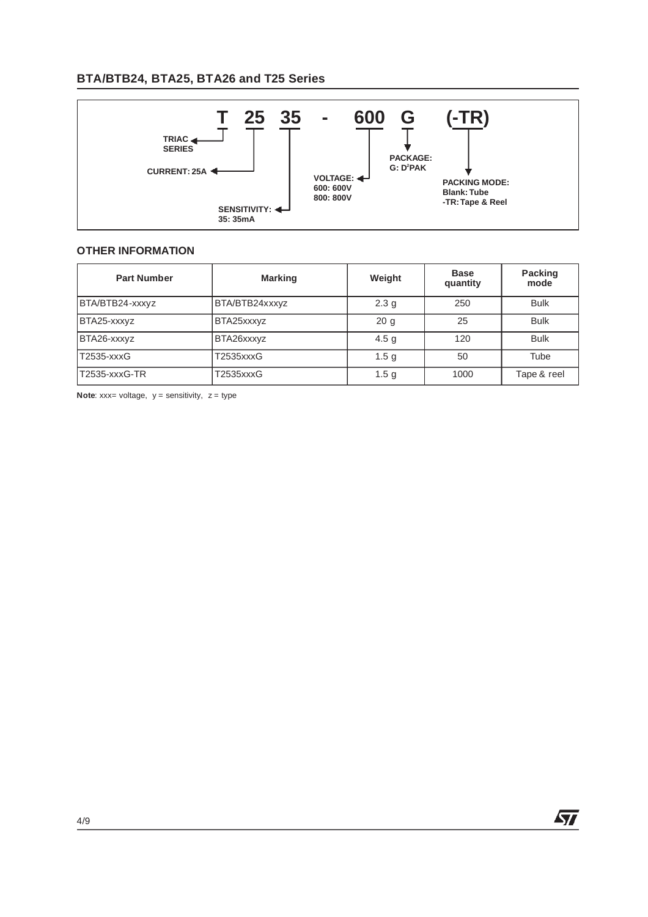## ORDERING INFORMATION

T 25 35 - 600 G (-TR)

TRIAC SERIES

CURRENT: 25A

SENSITIVITY: 35: 35mA

VOLTAGE: 600: 600V 800: 800V

PACKAGE: G: $D^2PAK$

PACKING MODE: Blank: Tube -TR: Tape & Reel

## OTHER INFORMATION

| Part Number | Marking | Weight | Base quantity | Packing mode |
|---|---|---|---|---|
| BTA/BTB24-xxxyz | BTA/BTB24xxxyz | 2.3 g | 250 | Bulk |
| BTA25-xxxyz | BTA25xxxyz | 20 g | 25 | Bulk |
| BTA26-xxxyz | BTA26xxxyz | 4.5 g | 120 | Bulk |
| T2535-xxxG | T2535xxxG | 1.5 g | 50 | Tube |
| T2535-xxxG-TR | T2535xxxG | 1.5 g | 1000 | Tape & reel |

**Note**: xxx= voltage, y = sensitivity, z = type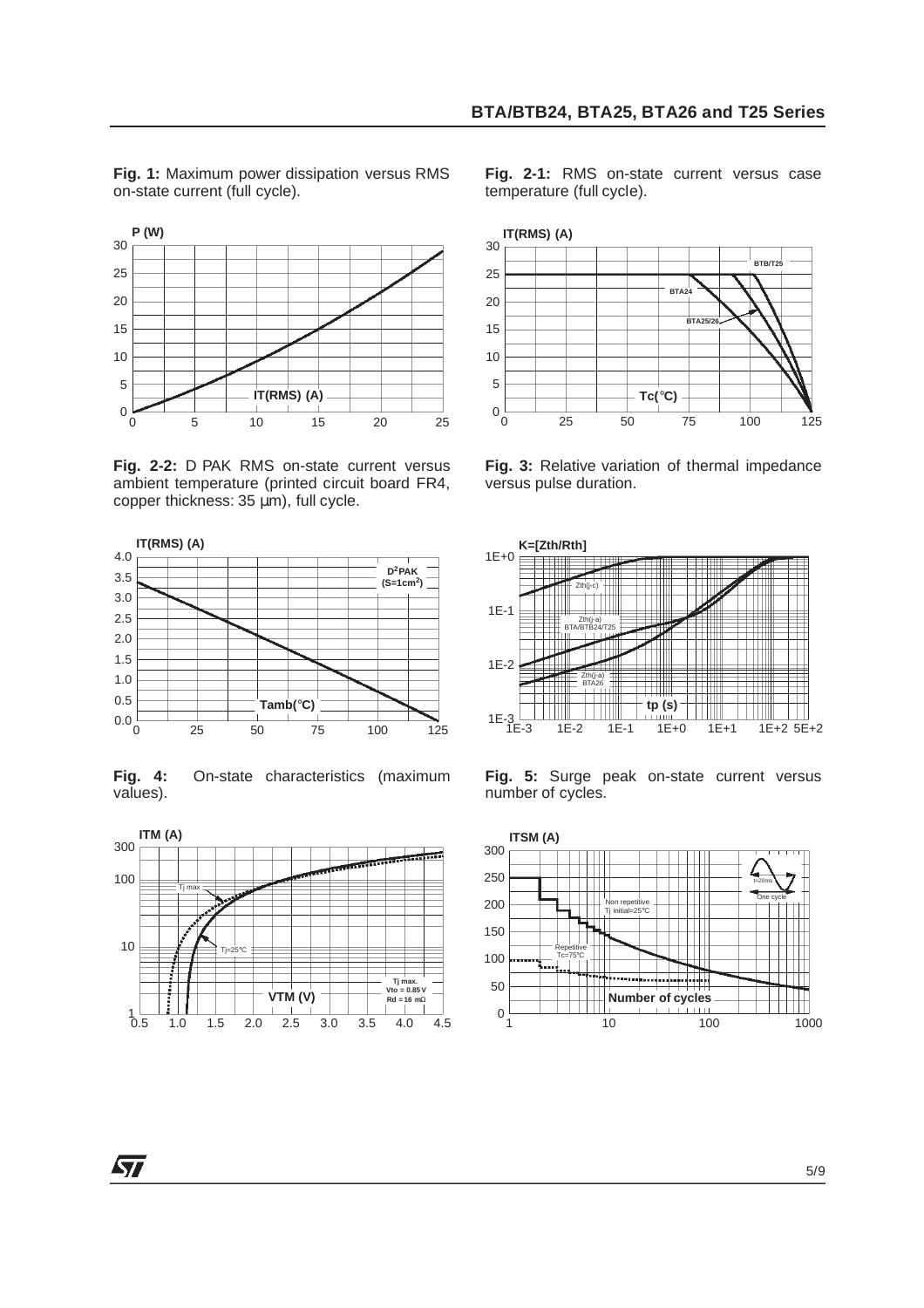**Fig. 1:** Maximum power dissipation versus RMS on-state current (full cycle).

P (W)
30
25
20
15
10
5
0
0 5 10 15 20 25
IT(RMS) (A)

**Fig. 2-1:** RMS on-state current versus case temperature (full cycle).

IT(RMS) (A)
30
25
20
15
10
5
0
0 25 50 75 100 125
BTB/T25
BTA24
BTA25/26
Tc(°C)

**Fig. 2-2:** D PAK RMS on-state current versus ambient temperature (printed circuit board FR4, copper thickness: 35 µm), full cycle.

IT(RMS) (A)
4.0
3.5
3.0
2.5
2.0
1.5
1.0
0.5
0.0
0 25 50 75 100 125
$D^2PAK$
($S=1cm^2$)
Tamb(°C)

**Fig. 3:** Relative variation of thermal impedance versus pulse duration.

K=[Zth/Rth]
1E+0
1E-1
1E-2
1E-3
1E-3 1E-2 1E-1 1E+0 1E+1 1E+2 5E+2
Zth(j-c)
Zth(j-a) BTA/BTB24/T25
Zth(j-a) BTA26
tp (s)

**Fig. 4:** On-state characteristics (maximum values).

ITM (A)
300
100
10
1
0.5 1.0 1.5 2.0 2.5 3.0 3.5 4.0 4.5
Tj max
Tj=25°C
Tj max.
Vto = 0.85 V
Rd = 16 mΩ
VTM (V)

**Fig. 5:** Surge peak on-state current versus number of cycles.

ITSM (A)
300
250
200
150
100
50
0
1 10 100 1000
t=20ms
One cycle
Non repetitive
Tj initial=25°C
Repetitive
Tc=75°C
Number of cycles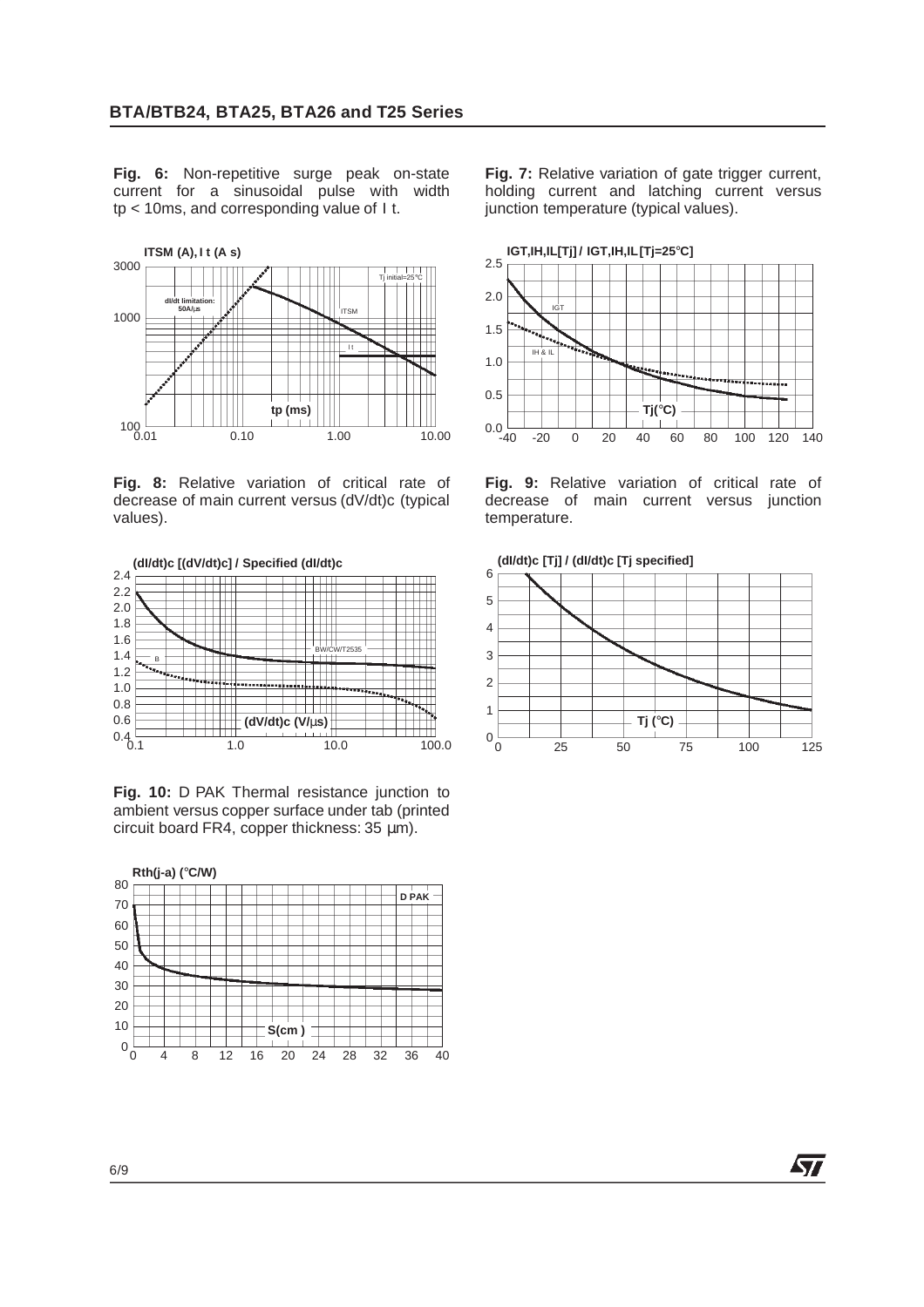**Fig. 6:** Non-repetitive surge peak on-state current for a sinusoidal pulse with width tp < 10ms, and corresponding value of I t.

ITSM (A), I t (A s)
3000
1000
100
0.01 0.10 1.00 10.00
tp (ms)
Tj initial=25°C
dI/dt limitation: 50A/µs
ITSM
I t

**Fig. 7:** Relative variation of gate trigger current, holding current and latching current versus junction temperature (typical values).

IGT,IH,IL[Tj] / IGT,IH,IL [Tj=25°C]
2.5
2.0
1.5
1.0
0.5
0.0
-40 -20 0 20 40 60 80 100 120 140
Tj(°C)
IGT
IH & IL

**Fig. 8:** Relative variation of critical rate of decrease of main current versus (dV/dt)c (typical values).

(dI/dt)c [(dV/dt)c] / Specified (dI/dt)c
2.4
2.2
2.0
1.8
1.6
1.4
1.2
1.0
0.8
0.6
0.4
0.1 1.0 10.0 100.0
(dV/dt)c (V/µs)
BW/CW/T2535
B

**Fig. 9:** Relative variation of critical rate of decrease of main current versus junction temperature.

(dI/dt)c [Tj] / (dI/dt)c [Tj specified]
6
5
4
3
2
1
0
0 25 50 75 100 125
Tj (°C)

**Fig. 10:** D PAK Thermal resistance junction to ambient versus copper surface under tab (printed circuit board FR4, copper thickness: 35 µm).

Rth(j-a) (°C/W)
80
70
60
50
40
30
20
10
0
0 4 8 12 16 20 24 28 32 36 40
S(cm )
D PAK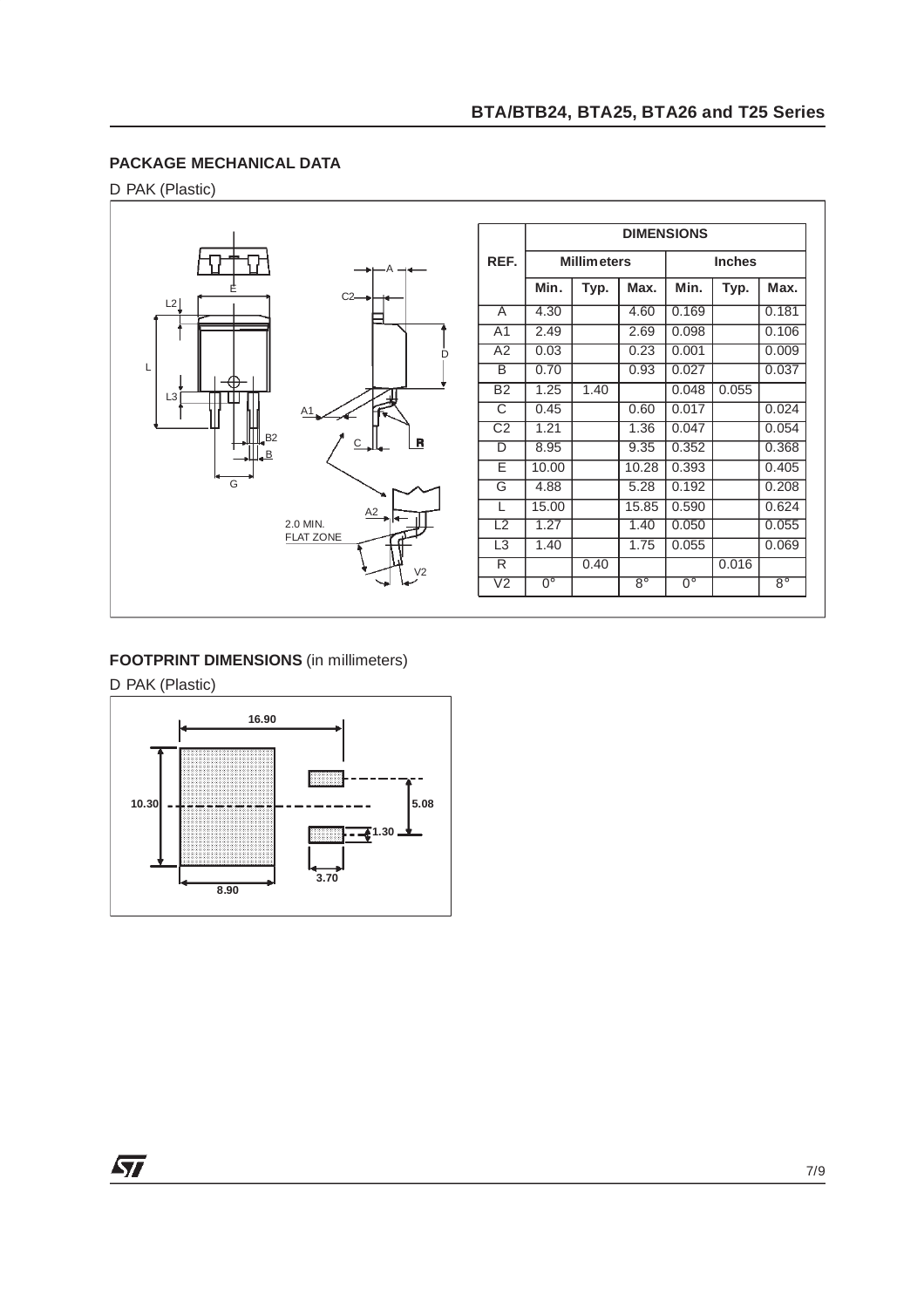## PACKAGE MECHANICAL DATA

D PAK (Plastic)

| REF. | DIMENSIONS | | | | | |
|---|---|---|---|---|---|---|
| | Millimeters | | | Inches | | |
| | Min. | Typ. | Max. | Min. | Typ. | Max. |
| A | 4.30 | | 4.60 | 0.169 | | 0.181 |
| A1 | 2.49 | | 2.69 | 0.098 | | 0.106 |
| A2 | 0.03 | | 0.23 | 0.001 | | 0.009 |
| B | 0.70 | | 0.93 | 0.027 | | 0.037 |
| B2 | 1.25 | 1.40 | | 0.048 | 0.055 | |
| C | 0.45 | | 0.60 | 0.017 | | 0.024 |
| C2 | 1.21 | | 1.36 | 0.047 | | 0.054 |
| D | 8.95 | | 9.35 | 0.352 | | 0.368 |
| E | 10.00 | | 10.28 | 0.393 | | 0.405 |
| G | 4.88 | | 5.28 | 0.192 | | 0.208 |
| L | 15.00 | | 15.85 | 0.590 | | 0.624 |
| L2 | 1.27 | | 1.40 | 0.050 | | 0.055 |
| L3 | 1.40 | | 1.75 | 0.055 | | 0.069 |
| R | | 0.40 | | | 0.016 | |
| V2 | 0° | | 8° | 0° | | 8° |

2.0 MIN.
FLAT ZONE

## FOOTPRINT DIMENSIONS (in millimeters)

D PAK (Plastic)

16.90
10.30
5.08
1.30
3.70
8.90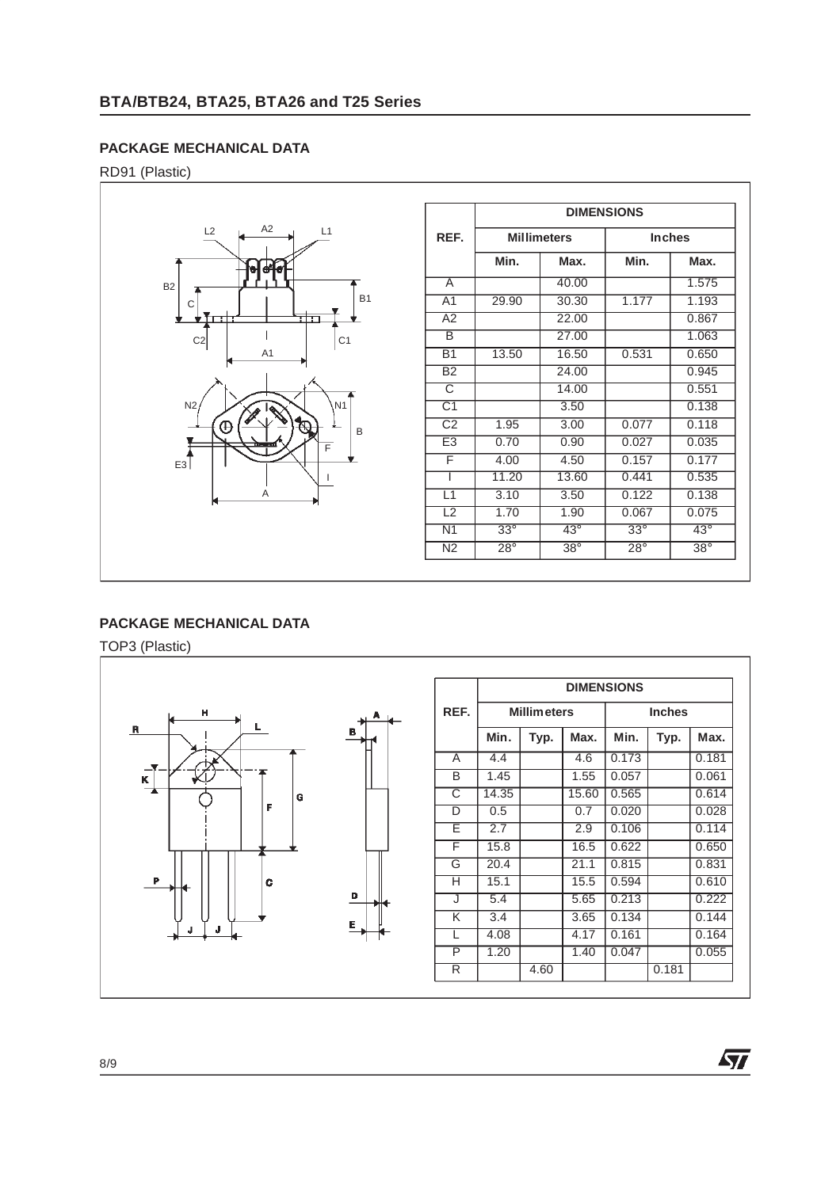## PACKAGE MECHANICAL DATA

RD91 (Plastic)

| REF. | DIMENSIONS | | | |
|---|---|---|---|---|
| | Millimeters | | Inches | |
| | Min. | Max. | Min. | Max. |
| A | | 40.00 | | 1.575 |
| A1 | 29.90 | 30.30 | 1.177 | 1.193 |
| A2 | | 22.00 | | 0.867 |
| B | | 27.00 | | 1.063 |
| B1 | 13.50 | 16.50 | 0.531 | 0.650 |
| B2 | | 24.00 | | 0.945 |
| C | | 14.00 | | 0.551 |
| C1 | | 3.50 | | 0.138 |
| C2 | 1.95 | 3.00 | 0.077 | 0.118 |
| E3 | 0.70 | 0.90 | 0.027 | 0.035 |
| F | 4.00 | 4.50 | 0.157 | 0.177 |
| I | 11.20 | 13.60 | 0.441 | 0.535 |
| L1 | 3.10 | 3.50 | 0.122 | 0.138 |
| L2 | 1.70 | 1.90 | 0.067 | 0.075 |
| N1 | 33° | 43° | 33° | 43° |
| N2 | 28° | 38° | 28° | 38° |

## PACKAGE MECHANICAL DATA

TOP3 (Plastic)

| REF. | DIMENSIONS | | | | | |
|---|---|---|---|---|---|---|
| | Millimeters | | | Inches | | |
| | Min. | Typ. | Max. | Min. | Typ. | Max. |
| A | 4.4 | | 4.6 | 0.173 | | 0.181 |
| B | 1.45 | | 1.55 | 0.057 | | 0.061 |
| C | 14.35 | | 15.60 | 0.565 | | 0.614 |
| D | 0.5 | | 0.7 | 0.020 | | 0.028 |
| E | 2.7 | | 2.9 | 0.106 | | 0.114 |
| F | 15.8 | | 16.5 | 0.622 | | 0.650 |
| G | 20.4 | | 21.1 | 0.815 | | 0.831 |
| H | 15.1 | | 15.5 | 0.594 | | 0.610 |
| J | 5.4 | | 5.65 | 0.213 | | 0.222 |
| K | 3.4 | | 3.65 | 0.134 | | 0.144 |
| L | 4.08 | | 4.17 | 0.161 | | 0.164 |
| P | 1.20 | | 1.40 | 0.047 | | 0.055 |
| R | | 4.60 | | | 0.181 | |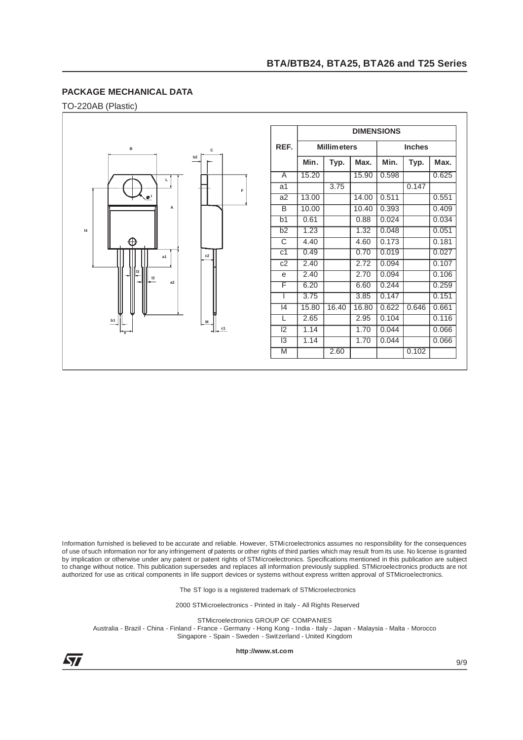## PACKAGE MECHANICAL DATA

TO-220AB (Plastic)

| REF. | DIMENSIONS | | | | | |
|---|---|---|---|---|---|---|
| | Millimeters | | | Inches | | |
| | Min. | Typ. | Max. | Min. | Typ. | Max. |
| A | 15.20 | | 15.90 | 0.598 | | 0.625 |
| a1 | | 3.75 | | | 0.147 | |
| a2 | 13.00 | | 14.00 | 0.511 | | 0.551 |
| B | 10.00 | | 10.40 | 0.393 | | 0.409 |
| b1 | 0.61 | | 0.88 | 0.024 | | 0.034 |
| b2 | 1.23 | | 1.32 | 0.048 | | 0.051 |
| C | 4.40 | | 4.60 | 0.173 | | 0.181 |
| c1 | 0.49 | | 0.70 | 0.019 | | 0.027 |
| c2 | 2.40 | | 2.72 | 0.094 | | 0.107 |
| e | 2.40 | | 2.70 | 0.094 | | 0.106 |
| F | 6.20 | | 6.60 | 0.244 | | 0.259 |
| I | 3.75 | | 3.85 | 0.147 | | 0.151 |
| I4 | 15.80 | 16.40 | 16.80 | 0.622 | 0.646 | 0.661 |
| L | 2.65 | | 2.95 | 0.104 | | 0.116 |
| l2 | 1.14 | | 1.70 | 0.044 | | 0.066 |
| l3 | 1.14 | | 1.70 | 0.044 | | 0.066 |
| M | | 2.60 | | | 0.102 | |

Information furnished is believed to be accurate and reliable. However, STMicroelectronics assumes no responsibility for the consequences of use of such information nor for any infringement of patents or other rights of third parties which may result from its use. No license is granted by implication or otherwise under any patent or patent rights of STMicroelectronics. Specifications mentioned in this publication are subject to change without notice. This publication supersedes and replaces all information previously supplied. STMicroelectronics products are not authorized for use as critical components in life support devices or systems without express written approval of STMicroelectronics.

The ST logo is a registered trademark of STMicroelectronics

2000 STMicroelectronics - Printed in Italy - All Rights Reserved

STMicroelectronics GROUP OF COMPANIES

Australia - Brazil - China - Finland - France - Germany - Hong Kong - India - Italy - Japan - Malaysia - Malta - Morocco
Singapore - Spain - Sweden - Switzerland - United Kingdom

**http://www.st.com**